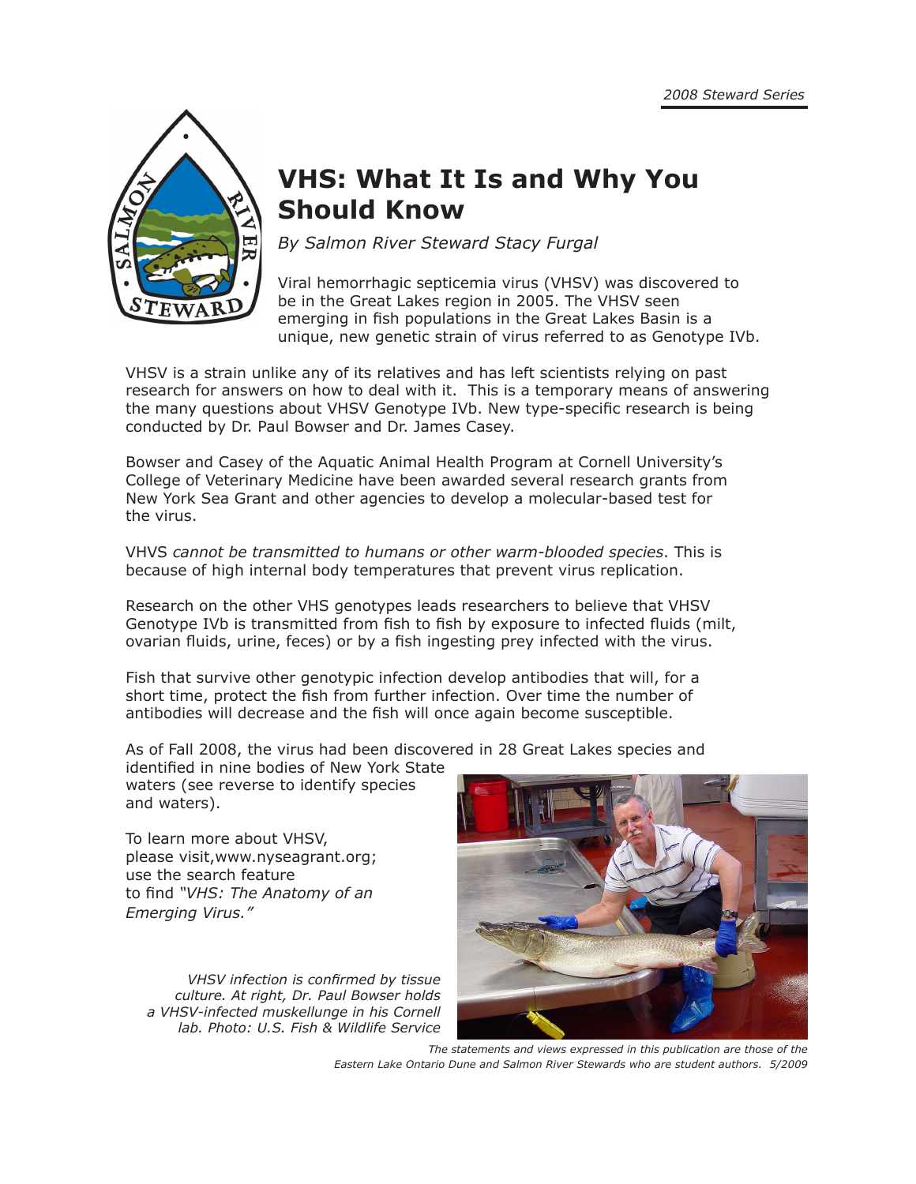# VHS: What It Is and Why You Should Know

*By Salmon River Steward Stacy Furgal*

Viral hemorrhagic septicemia virus (VHSV) was discovered to be in the Great Lakes region in 2005. The VHSV seen emerging in fish populations in the Great Lakes Basin is a unique, new genetic strain of virus referred to as Genotype IVb.

VHSV is a strain unlike any of its relatives and has left scientists relying on past research for answers on how to deal with it. This is a temporary means of answering the many questions about VHSV Genotype IVb. New type-specific research is being conducted by Dr. Paul Bowser and Dr. James Casey.

Bowser and Casey of the Aquatic Animal Health Program at Cornell University's College of Veterinary Medicine have been awarded several research grants from New York Sea Grant and other agencies to develop a molecular-based test for the virus.

VHVS *cannot be transmitted to humans or other warm-blooded species*. This is because of high internal body temperatures that prevent virus replication.

Research on the other VHS genotypes leads researchers to believe that VHSV Genotype IVb is transmitted from fish to fish by exposure to infected fluids (milt, ovarian fluids, urine, feces) or by a fish ingesting prey infected with the virus.

Fish that survive other genotypic infection develop antibodies that will, for a short time, protect the fish from further infection. Over time the number of antibodies will decrease and the fish will once again become susceptible.

As of Fall 2008, the virus had been discovered in 28 Great Lakes species and identified in nine bodies of New York State waters (see reverse to identify species and waters).

To learn more about VHSV, please visit,www.nyseagrant.org; use the search feature to find *"VHS: The Anatomy of an Emerging Virus."*

*VHSV infection is confirmed by tissue culture. At right, Dr. Paul Bowser holds a VHSV-infected muskellunge in his Cornell lab. Photo: U.S. Fish & Wildlife Service*

*The statements and views expressed in this publication are those of the Eastern Lake Ontario Dune and Salmon River Stewards who are student authors. 5/2009*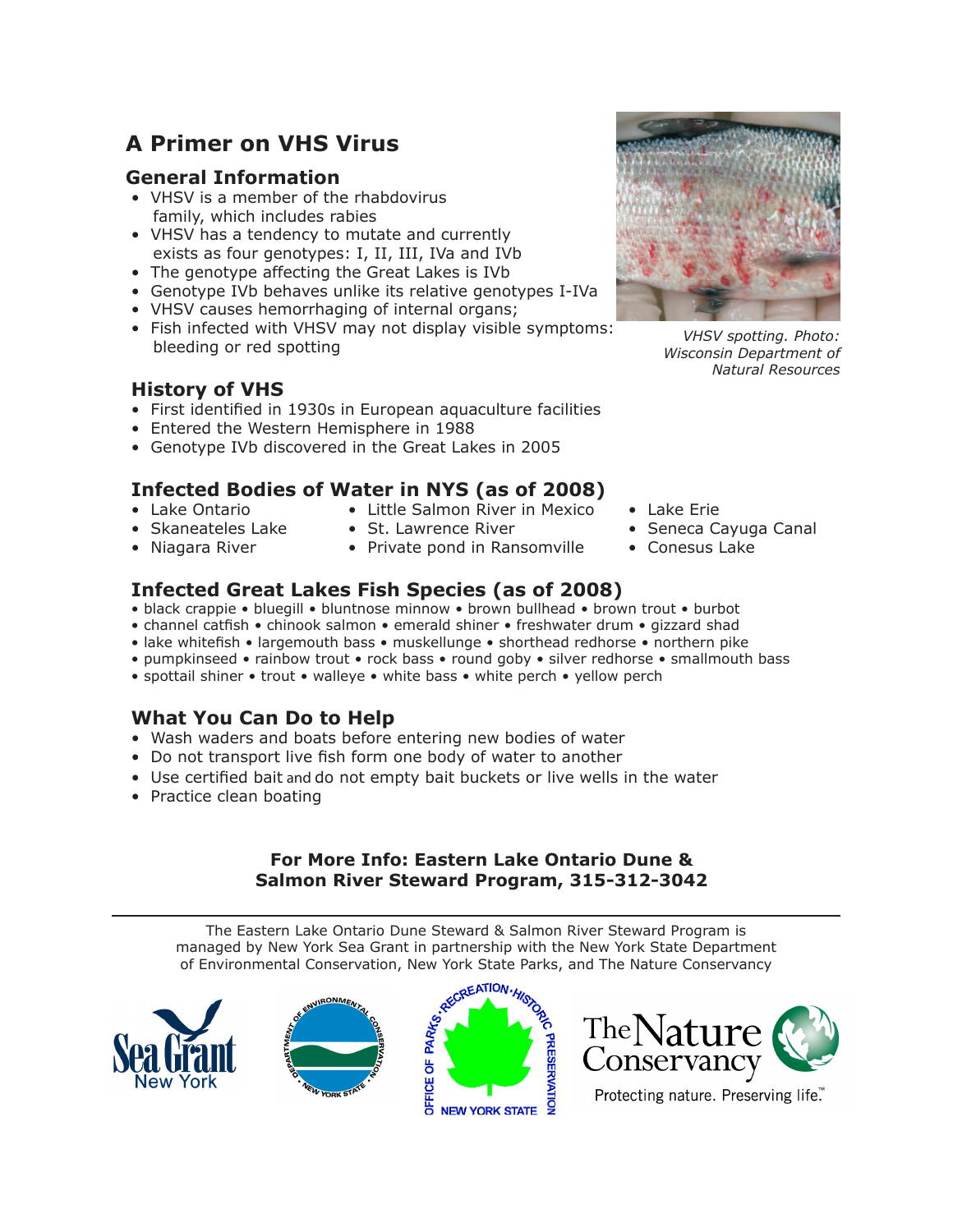# A Primer on VHS Virus

## General Information

- VHSV is a member of the rhabdovirus family, which includes rabies
- VHSV has a tendency to mutate and currently exists as four genotypes: I, II, III, IVa and IVb
- The genotype affecting the Great Lakes is IVb
- Genotype IVb behaves unlike its relative genotypes I-IVa
- VHSV causes hemorrhaging of internal organs;
- Fish infected with VHSV may not display visible symptoms: bleeding or red spotting

*VHSV spotting. Photo: Wisconsin Department of Natural Resources*

## History of VHS

- First identified in 1930s in European aquaculture facilities
- Entered the Western Hemisphere in 1988
- Genotype IVb discovered in the Great Lakes in 2005

## Infected Bodies of Water in NYS (as of 2008)

- Lake Ontario
- Skaneateles Lake
- Niagara River
- Little Salmon River in Mexico
- St. Lawrence River
- Private pond in Ransomville
- Lake Erie
- Seneca Cayuga Canal
- Conesus Lake

## Infected Great Lakes Fish Species (as of 2008)

- black crappie • bluegill • bluntnose minnow • brown bullhead • brown trout • burbot
- channel catfish • chinook salmon • emerald shiner • freshwater drum • gizzard shad
- lake whitefish • largemouth bass • muskellunge • shorthead redhorse • northern pike
- pumpkinseed • rainbow trout • rock bass • round goby • silver redhorse • smallmouth bass
- spottail shiner • trout • walleye • white bass • white perch • yellow perch

## What You Can Do to Help

- Wash waders and boats before entering new bodies of water
- Do not transport live fish form one body of water to another
- Use certified bait and do not empty bait buckets or live wells in the water
- Practice clean boating

**For More Info: Eastern Lake Ontario Dune & Salmon River Steward Program, 315-312-3042**

---

The Eastern Lake Ontario Dune Steward & Salmon River Steward Program is managed by New York Sea Grant in partnership with the New York State Department of Environmental Conservation, New York State Parks, and The Nature Conservancy

Sea Grant New York

Department of Environmental Conservation • New York State

Office of Parks, Recreation, Historic Preservation • New York State

The Nature Conservancy — Protecting nature. Preserving life.™